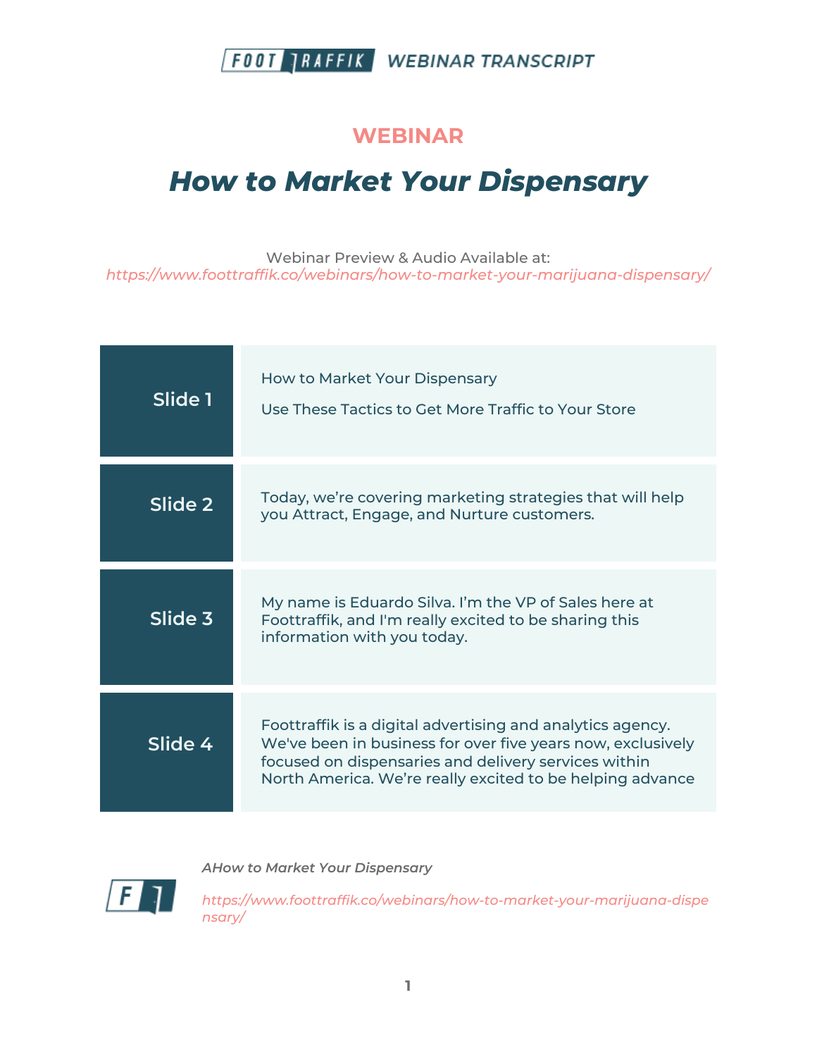# WEBINAR

## *How to Market Your Dispensary*

Webinar Preview & Audio Available at:
*https://www.foottraffik.co/webinars/how-to-market-your-marijuana-dispensary/*

| | |
|---|---|
| Slide 1 | How to Market Your Dispensary<br><br>Use These Tactics to Get More Traffic to Your Store |
| Slide 2 | Today, we're covering marketing strategies that will help you Attract, Engage, and Nurture customers. |
| Slide 3 | My name is Eduardo Silva. I'm the VP of Sales here at Foottraffik, and I'm really excited to be sharing this information with you today. |
| Slide 4 | Foottraffik is a digital advertising and analytics agency. We've been in business for over five years now, exclusively focused on dispensaries and delivery services within North America. We're really excited to be helping advance |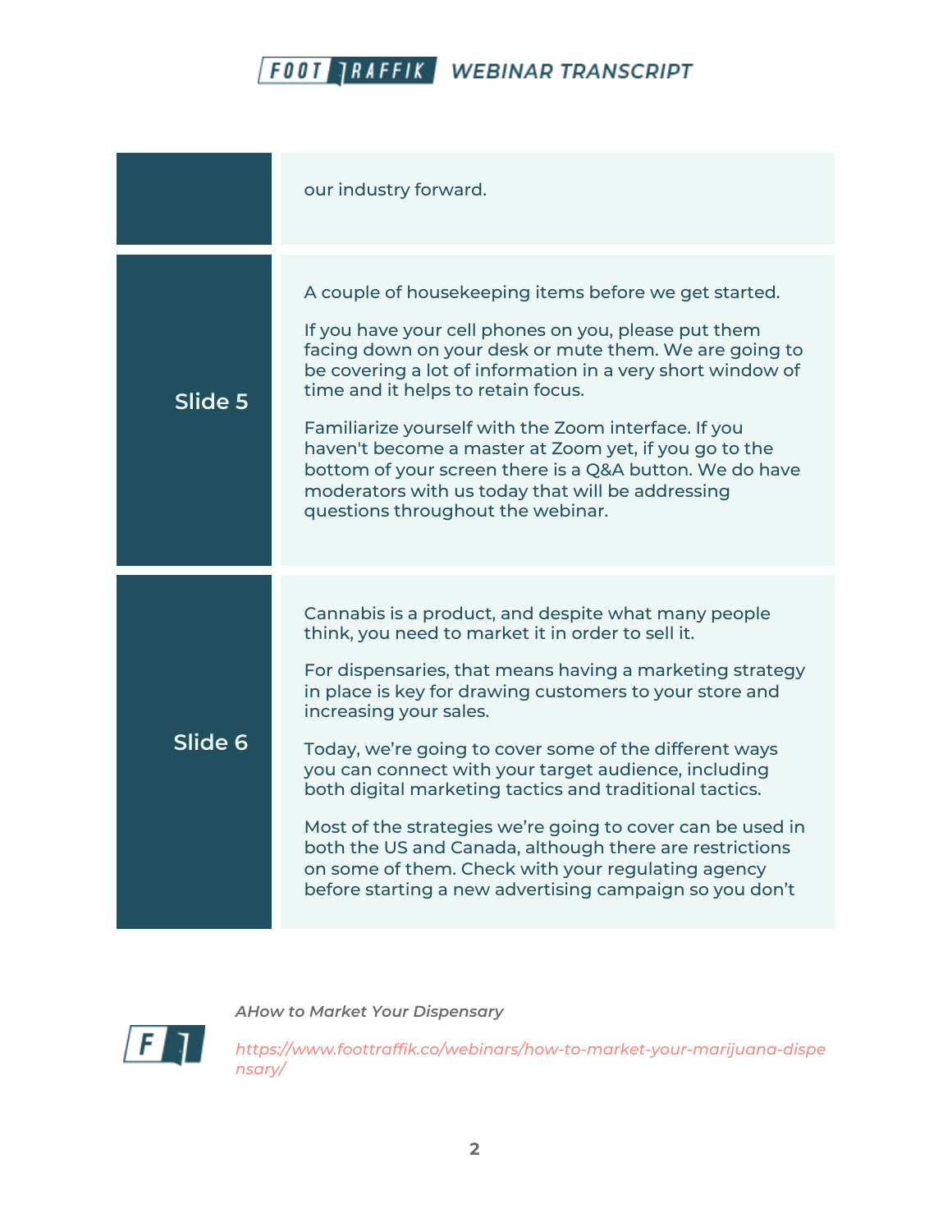| | |
|---|---|
| | our industry forward. |
| **Slide 5** | A couple of housekeeping items before we get started.<br><br>If you have your cell phones on you, please put them facing down on your desk or mute them. We are going to be covering a lot of information in a very short window of time and it helps to retain focus.<br><br>Familiarize yourself with the Zoom interface. If you haven't become a master at Zoom yet, if you go to the bottom of your screen there is a Q&A button. We do have moderators with us today that will be addressing questions throughout the webinar. |
| **Slide 6** | Cannabis is a product, and despite what many people think, you need to market it in order to sell it.<br><br>For dispensaries, that means having a marketing strategy in place is key for drawing customers to your store and increasing your sales.<br><br>Today, we're going to cover some of the different ways you can connect with your target audience, including both digital marketing tactics and traditional tactics.<br><br>Most of the strategies we're going to cover can be used in both the US and Canada, although there are restrictions on some of them. Check with your regulating agency before starting a new advertising campaign so you don't |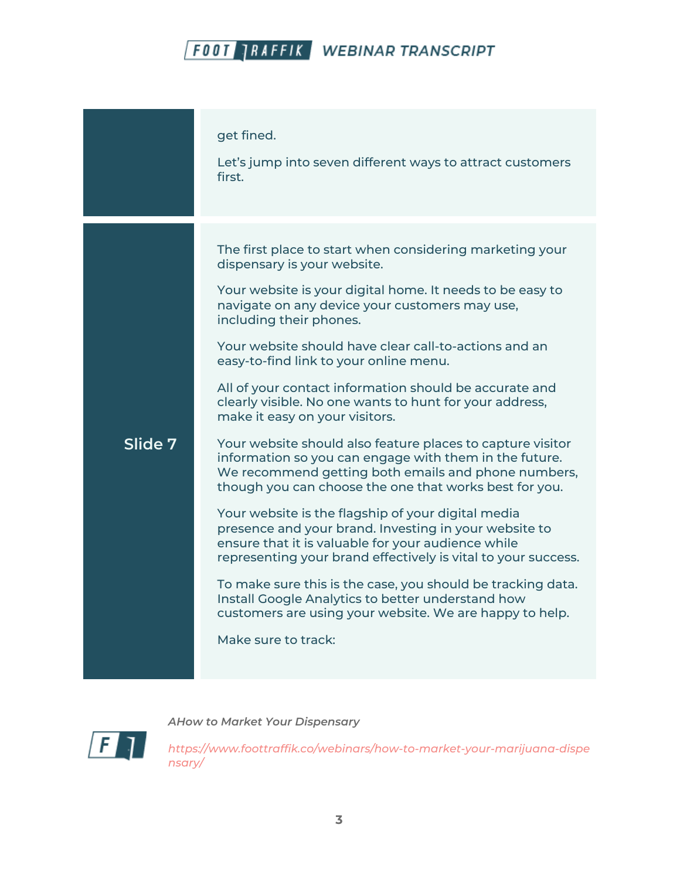| | |
|---|---|
| | get fined.<br><br>Let's jump into seven different ways to attract customers first. |
| **Slide 7** | The first place to start when considering marketing your dispensary is your website.<br><br>Your website is your digital home. It needs to be easy to navigate on any device your customers may use, including their phones.<br><br>Your website should have clear call-to-actions and an easy-to-find link to your online menu.<br><br>All of your contact information should be accurate and clearly visible. No one wants to hunt for your address, make it easy on your visitors.<br><br>Your website should also feature places to capture visitor information so you can engage with them in the future. We recommend getting both emails and phone numbers, though you can choose the one that works best for you.<br><br>Your website is the flagship of your digital media presence and your brand. Investing in your website to ensure that it is valuable for your audience while representing your brand effectively is vital to your success.<br><br>To make sure this is the case, you should be tracking data. Install Google Analytics to better understand how customers are using your website. We are happy to help.<br><br>Make sure to track: |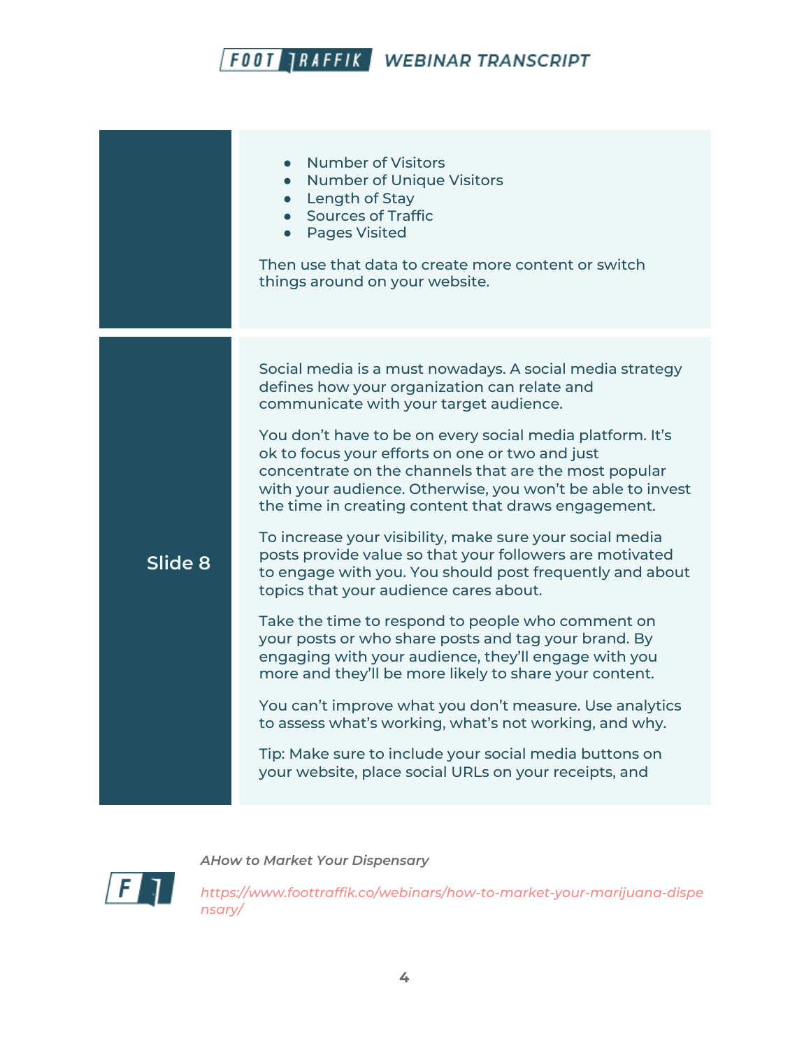| | |
|---|---|
| | • Number of Visitors<br>• Number of Unique Visitors<br>• Length of Stay<br>• Sources of Traffic<br>• Pages Visited<br><br>Then use that data to create more content or switch things around on your website. |
| **Slide 8** | Social media is a must nowadays. A social media strategy defines how your organization can relate and communicate with your target audience.<br><br>You don't have to be on every social media platform. It's ok to focus your efforts on one or two and just concentrate on the channels that are the most popular with your audience. Otherwise, you won't be able to invest the time in creating content that draws engagement.<br><br>To increase your visibility, make sure your social media posts provide value so that your followers are motivated to engage with you. You should post frequently and about topics that your audience cares about.<br><br>Take the time to respond to people who comment on your posts or who share posts and tag your brand. By engaging with your audience, they'll engage with you more and they'll be more likely to share your content.<br><br>You can't improve what you don't measure. Use analytics to assess what's working, what's not working, and why.<br><br>Tip: Make sure to include your social media buttons on your website, place social URLs on your receipts, and |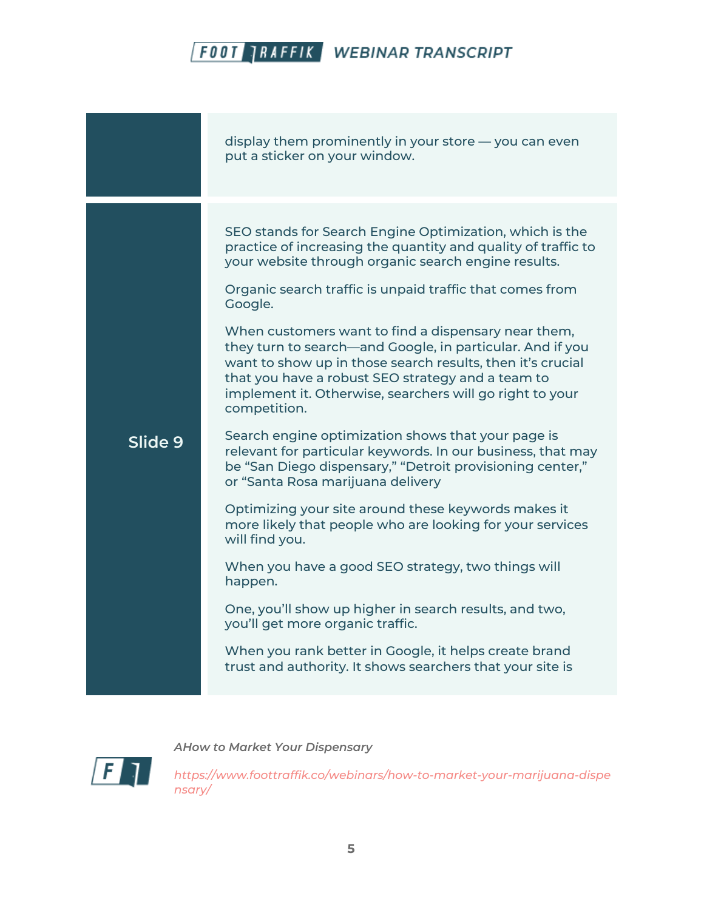| | |
|---|---|
| | display them prominently in your store — you can even put a sticker on your window. |
| Slide 9 | SEO stands for Search Engine Optimization, which is the practice of increasing the quantity and quality of traffic to your website through organic search engine results.<br><br>Organic search traffic is unpaid traffic that comes from Google.<br><br>When customers want to find a dispensary near them, they turn to search—and Google, in particular. And if you want to show up in those search results, then it's crucial that you have a robust SEO strategy and a team to implement it. Otherwise, searchers will go right to your competition.<br><br>Search engine optimization shows that your page is relevant for particular keywords. In our business, that may be "San Diego dispensary," "Detroit provisioning center," or "Santa Rosa marijuana delivery<br><br>Optimizing your site around these keywords makes it more likely that people who are looking for your services will find you.<br><br>When you have a good SEO strategy, two things will happen.<br><br>One, you'll show up higher in search results, and two, you'll get more organic traffic.<br><br>When you rank better in Google, it helps create brand trust and authority. It shows searchers that your site is |

*AHow to Market Your Dispensary*

https://www.foottraffik.co/webinars/how-to-market-your-marijuana-dispensary/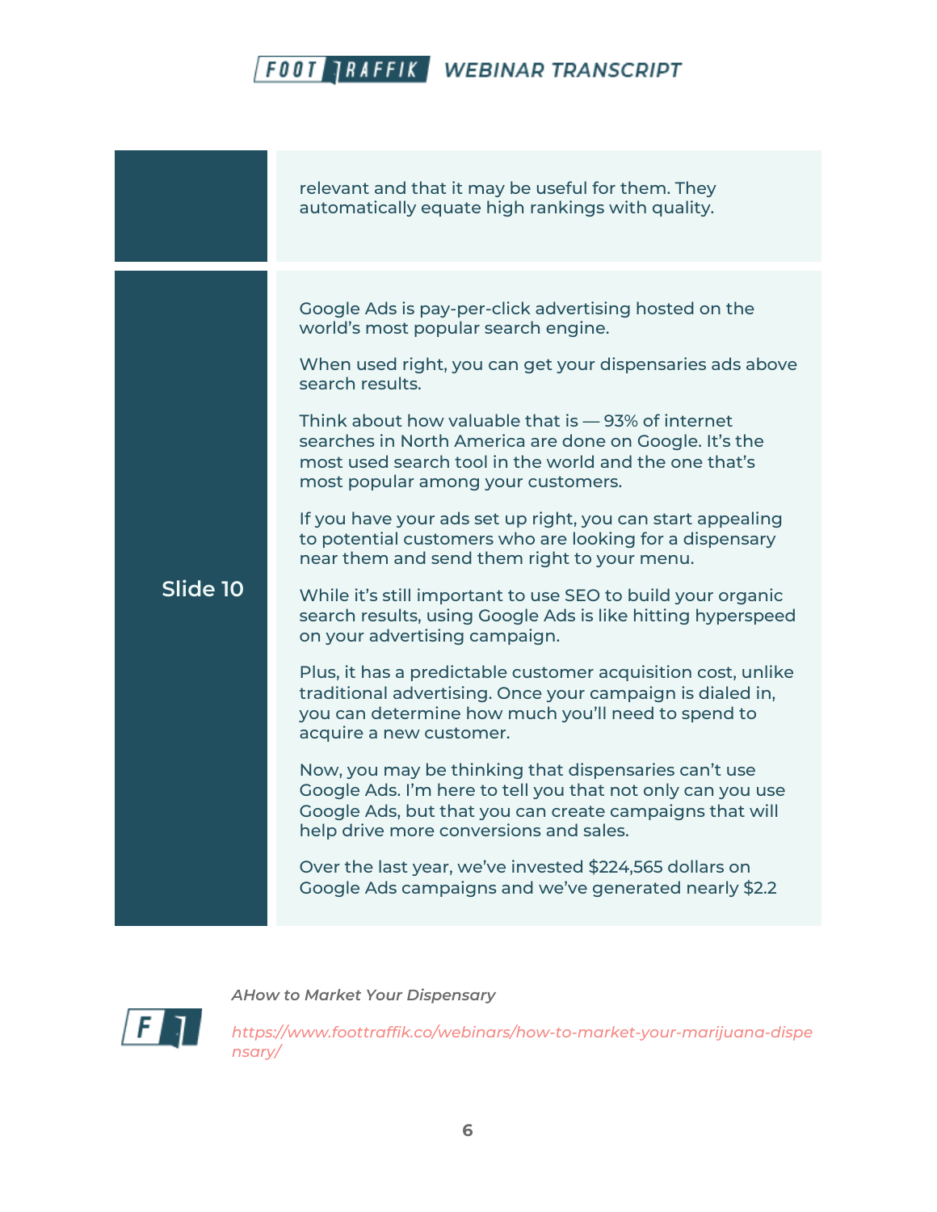| | |
|---|---|
| | relevant and that it may be useful for them. They automatically equate high rankings with quality. |
| Slide 10 | Google Ads is pay-per-click advertising hosted on the world's most popular search engine.<br><br>When used right, you can get your dispensaries ads above search results.<br><br>Think about how valuable that is — 93% of internet searches in North America are done on Google. It's the most used search tool in the world and the one that's most popular among your customers.<br><br>If you have your ads set up right, you can start appealing to potential customers who are looking for a dispensary near them and send them right to your menu.<br><br>While it's still important to use SEO to build your organic search results, using Google Ads is like hitting hyperspeed on your advertising campaign.<br><br>Plus, it has a predictable customer acquisition cost, unlike traditional advertising. Once your campaign is dialed in, you can determine how much you'll need to spend to acquire a new customer.<br><br>Now, you may be thinking that dispensaries can't use Google Ads. I'm here to tell you that not only can you use Google Ads, but that you can create campaigns that will help drive more conversions and sales.<br><br>Over the last year, we've invested $224,565 dollars on Google Ads campaigns and we've generated nearly $2.2 |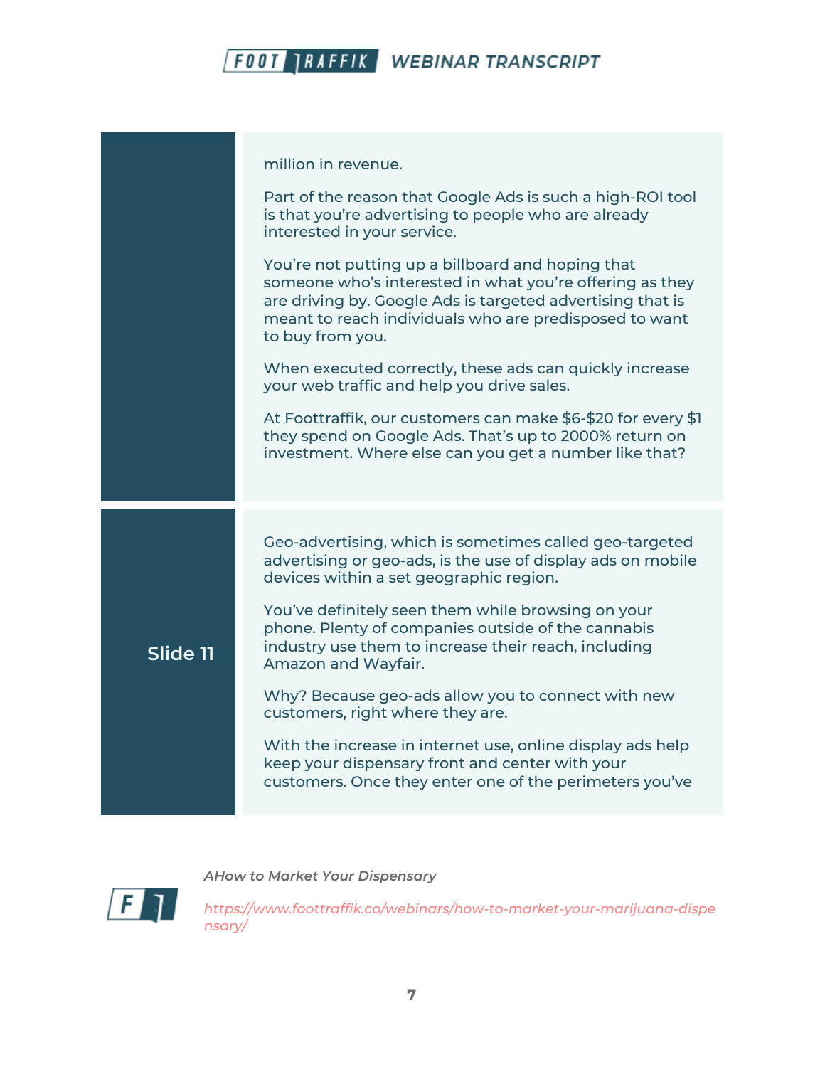| | |
|---|---|
| | million in revenue.<br><br>Part of the reason that Google Ads is such a high-ROI tool is that you're advertising to people who are already interested in your service.<br><br>You're not putting up a billboard and hoping that someone who's interested in what you're offering as they are driving by. Google Ads is targeted advertising that is meant to reach individuals who are predisposed to want to buy from you.<br><br>When executed correctly, these ads can quickly increase your web traffic and help you drive sales.<br><br>At Foottraffik, our customers can make $6-$20 for every $1 they spend on Google Ads. That's up to 2000% return on investment. Where else can you get a number like that? |
| Slide 11 | Geo-advertising, which is sometimes called geo-targeted advertising or geo-ads, is the use of display ads on mobile devices within a set geographic region.<br><br>You've definitely seen them while browsing on your phone. Plenty of companies outside of the cannabis industry use them to increase their reach, including Amazon and Wayfair.<br><br>Why? Because geo-ads allow you to connect with new customers, right where they are.<br><br>With the increase in internet use, online display ads help keep your dispensary front and center with your customers. Once they enter one of the perimeters you've |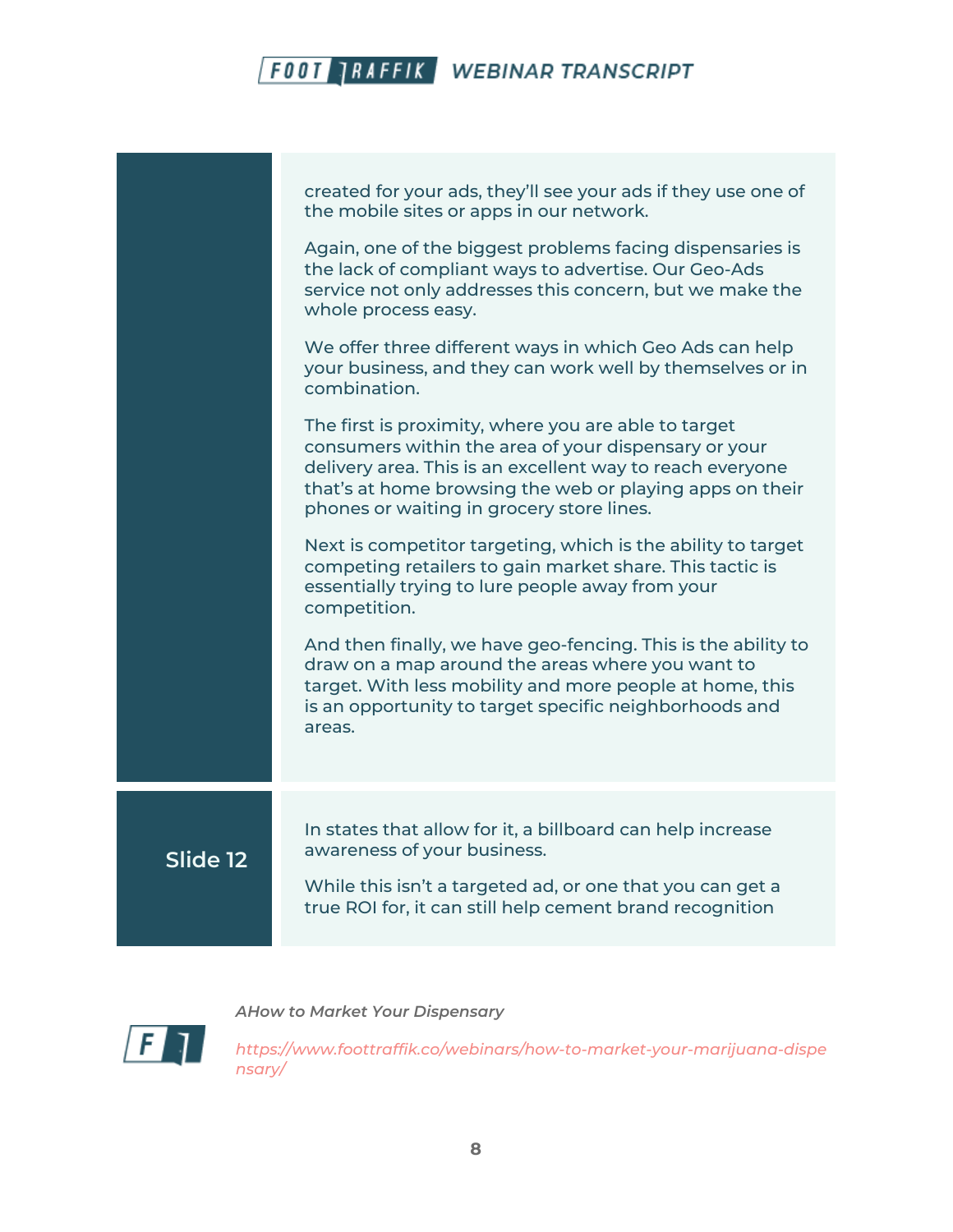created for your ads, they'll see your ads if they use one of the mobile sites or apps in our network.

Again, one of the biggest problems facing dispensaries is the lack of compliant ways to advertise. Our Geo-Ads service not only addresses this concern, but we make the whole process easy.

We offer three different ways in which Geo Ads can help your business, and they can work well by themselves or in combination.

The first is proximity, where you are able to target consumers within the area of your dispensary or your delivery area. This is an excellent way to reach everyone that's at home browsing the web or playing apps on their phones or waiting in grocery store lines.

Next is competitor targeting, which is the ability to target competing retailers to gain market share. This tactic is essentially trying to lure people away from your competition.

And then finally, we have geo-fencing. This is the ability to draw on a map around the areas where you want to target. With less mobility and more people at home, this is an opportunity to target specific neighborhoods and areas.

**Slide 12**

In states that allow for it, a billboard can help increase awareness of your business.

While this isn't a targeted ad, or one that you can get a true ROI for, it can still help cement brand recognition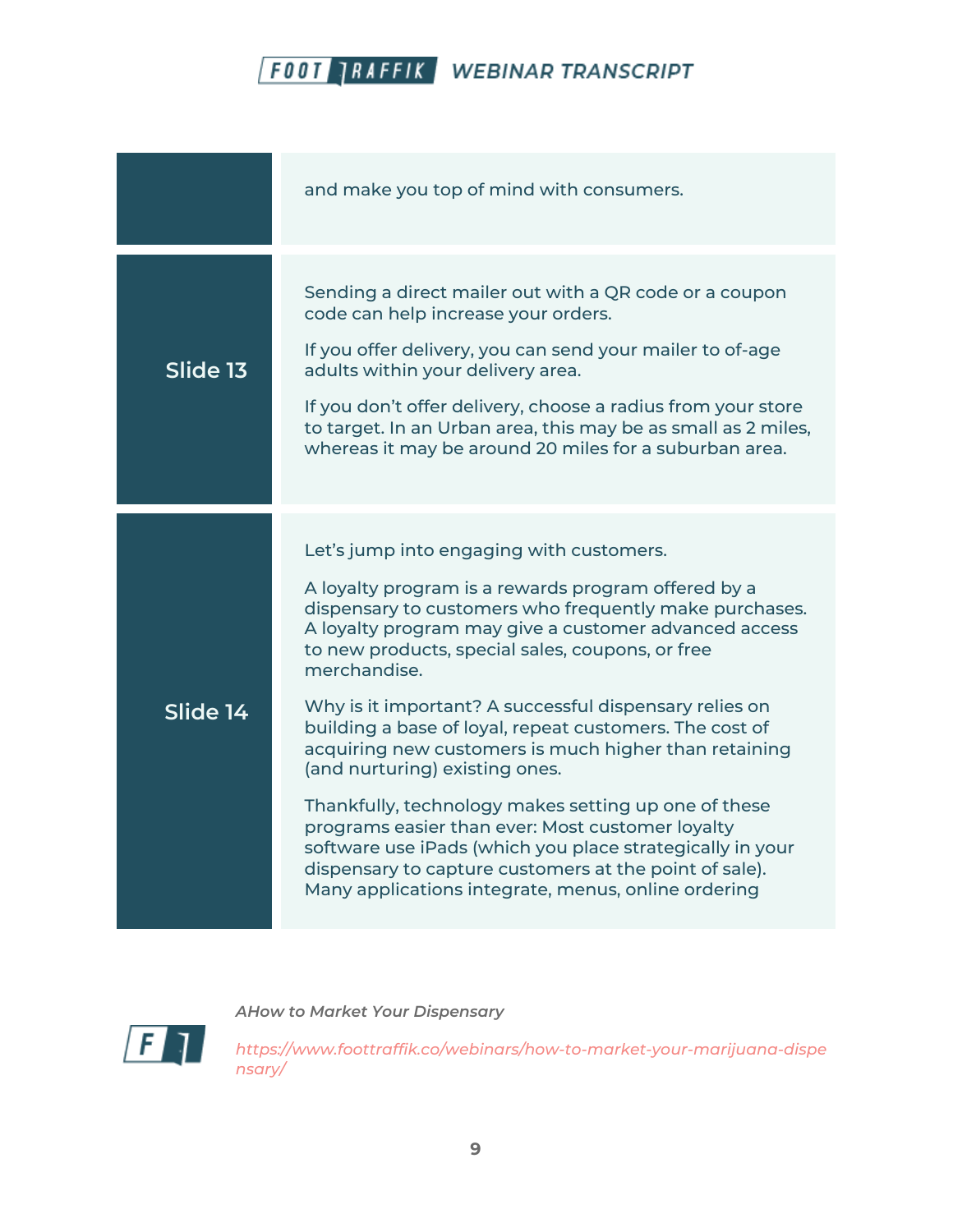| | |
|---|---|
| | and make you top of mind with consumers. |
| **Slide 13** | Sending a direct mailer out with a QR code or a coupon code can help increase your orders.<br><br>If you offer delivery, you can send your mailer to of-age adults within your delivery area.<br><br>If you don't offer delivery, choose a radius from your store to target. In an Urban area, this may be as small as 2 miles, whereas it may be around 20 miles for a suburban area. |
| **Slide 14** | Let's jump into engaging with customers.<br><br>A loyalty program is a rewards program offered by a dispensary to customers who frequently make purchases. A loyalty program may give a customer advanced access to new products, special sales, coupons, or free merchandise.<br><br>Why is it important? A successful dispensary relies on building a base of loyal, repeat customers. The cost of acquiring new customers is much higher than retaining (and nurturing) existing ones.<br><br>Thankfully, technology makes setting up one of these programs easier than ever: Most customer loyalty software use iPads (which you place strategically in your dispensary to capture customers at the point of sale). Many applications integrate, menus, online ordering |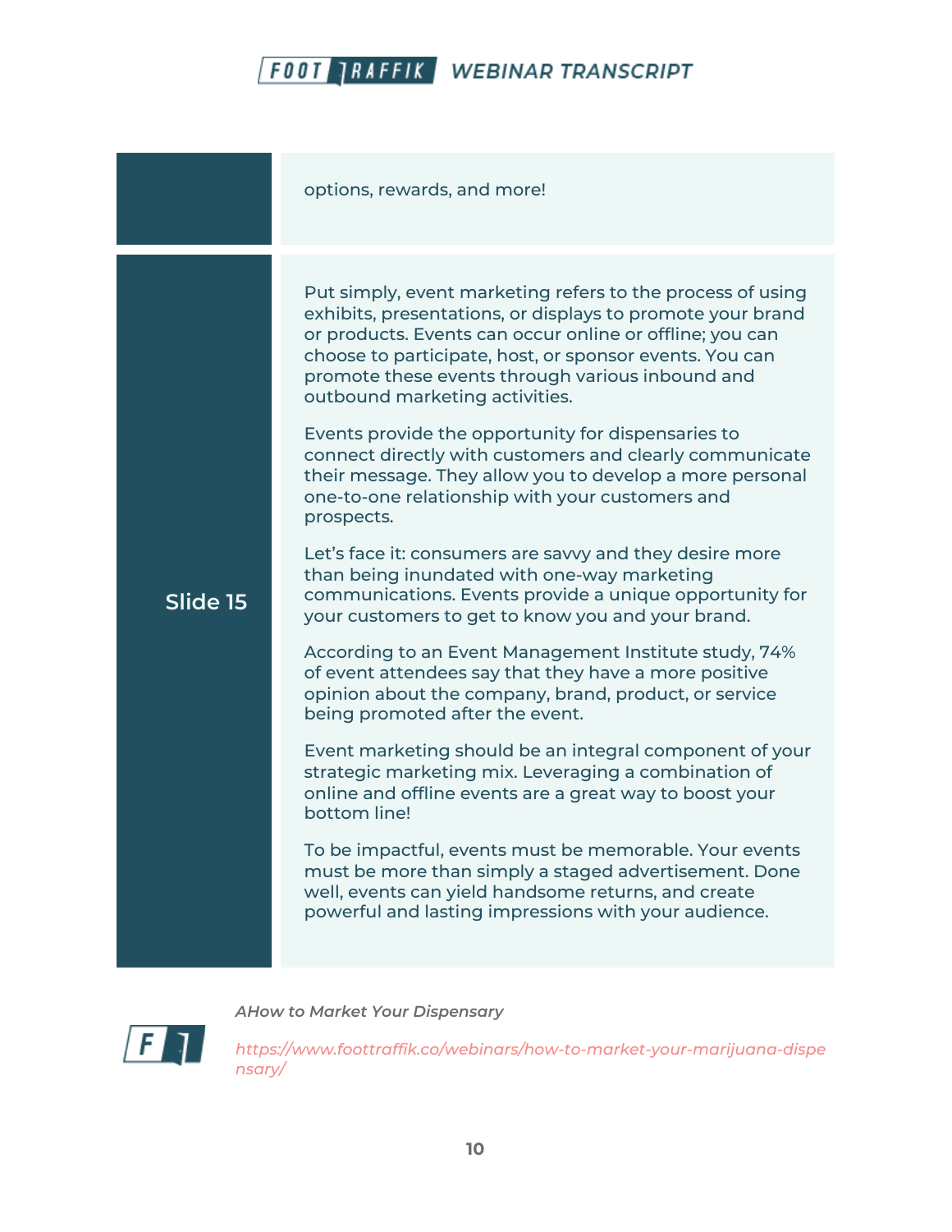| | |
|---|---|
| | options, rewards, and more! |
| **Slide 15** | Put simply, event marketing refers to the process of using exhibits, presentations, or displays to promote your brand or products. Events can occur online or offline; you can choose to participate, host, or sponsor events. You can promote these events through various inbound and outbound marketing activities.<br><br>Events provide the opportunity for dispensaries to connect directly with customers and clearly communicate their message. They allow you to develop a more personal one-to-one relationship with your customers and prospects.<br><br>Let's face it: consumers are savvy and they desire more than being inundated with one-way marketing communications. Events provide a unique opportunity for your customers to get to know you and your brand.<br><br>According to an Event Management Institute study, 74% of event attendees say that they have a more positive opinion about the company, brand, product, or service being promoted after the event.<br><br>Event marketing should be an integral component of your strategic marketing mix. Leveraging a combination of online and offline events are a great way to boost your bottom line!<br><br>To be impactful, events must be memorable. Your events must be more than simply a staged advertisement. Done well, events can yield handsome returns, and create powerful and lasting impressions with your audience. |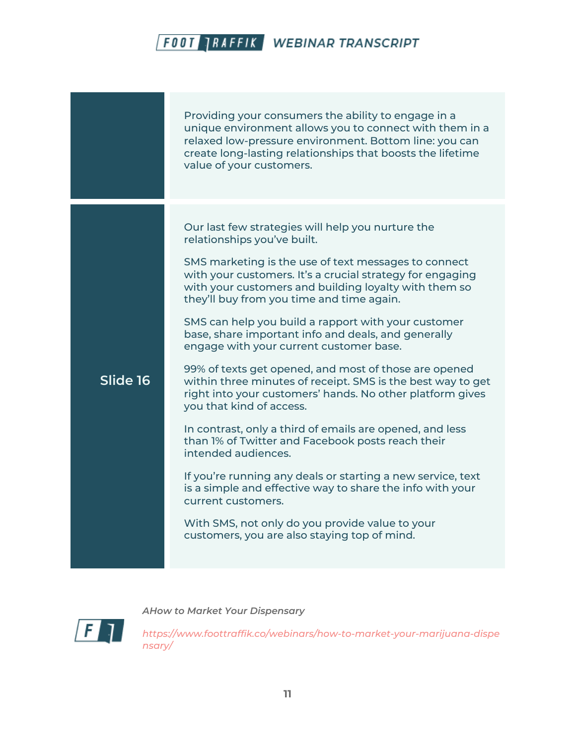Providing your consumers the ability to engage in a unique environment allows you to connect with them in a relaxed low-pressure environment. Bottom line: you can create long-lasting relationships that boosts the lifetime value of your customers.

**Slide 16**

Our last few strategies will help you nurture the relationships you've built.

SMS marketing is the use of text messages to connect with your customers. It's a crucial strategy for engaging with your customers and building loyalty with them so they'll buy from you time and time again.

SMS can help you build a rapport with your customer base, share important info and deals, and generally engage with your current customer base.

99% of texts get opened, and most of those are opened within three minutes of receipt. SMS is the best way to get right into your customers' hands. No other platform gives you that kind of access.

In contrast, only a third of emails are opened, and less than 1% of Twitter and Facebook posts reach their intended audiences.

If you're running any deals or starting a new service, text is a simple and effective way to share the info with your current customers.

With SMS, not only do you provide value to your customers, you are also staying top of mind.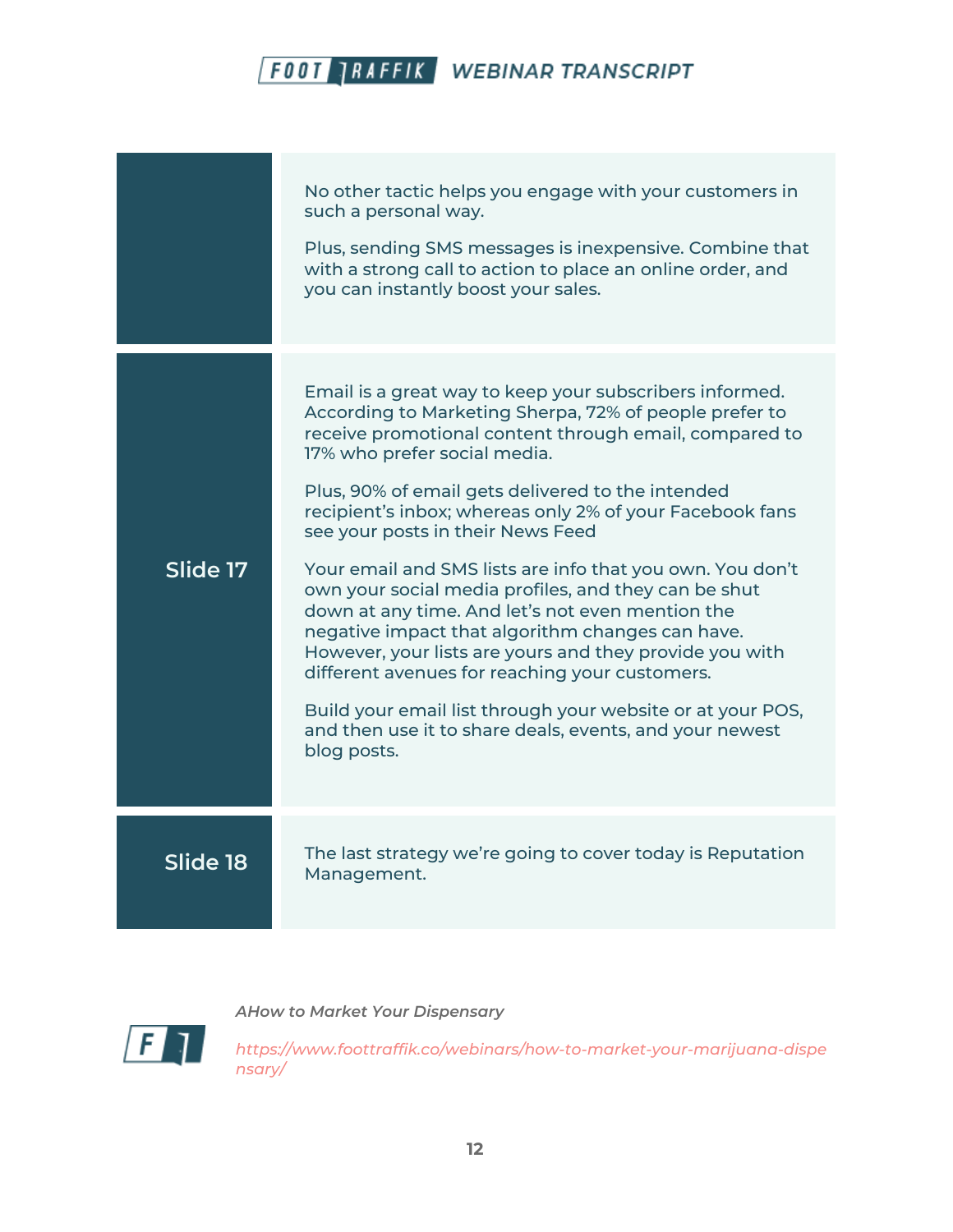| | |
|---|---|
| | No other tactic helps you engage with your customers in such a personal way.<br><br>Plus, sending SMS messages is inexpensive. Combine that with a strong call to action to place an online order, and you can instantly boost your sales. |
| **Slide 17** | Email is a great way to keep your subscribers informed. According to Marketing Sherpa, 72% of people prefer to receive promotional content through email, compared to 17% who prefer social media.<br><br>Plus, 90% of email gets delivered to the intended recipient's inbox; whereas only 2% of your Facebook fans see your posts in their News Feed<br><br>Your email and SMS lists are info that you own. You don't own your social media profiles, and they can be shut down at any time. And let's not even mention the negative impact that algorithm changes can have. However, your lists are yours and they provide you with different avenues for reaching your customers.<br><br>Build your email list through your website or at your POS, and then use it to share deals, events, and your newest blog posts. |
| **Slide 18** | The last strategy we're going to cover today is Reputation Management. |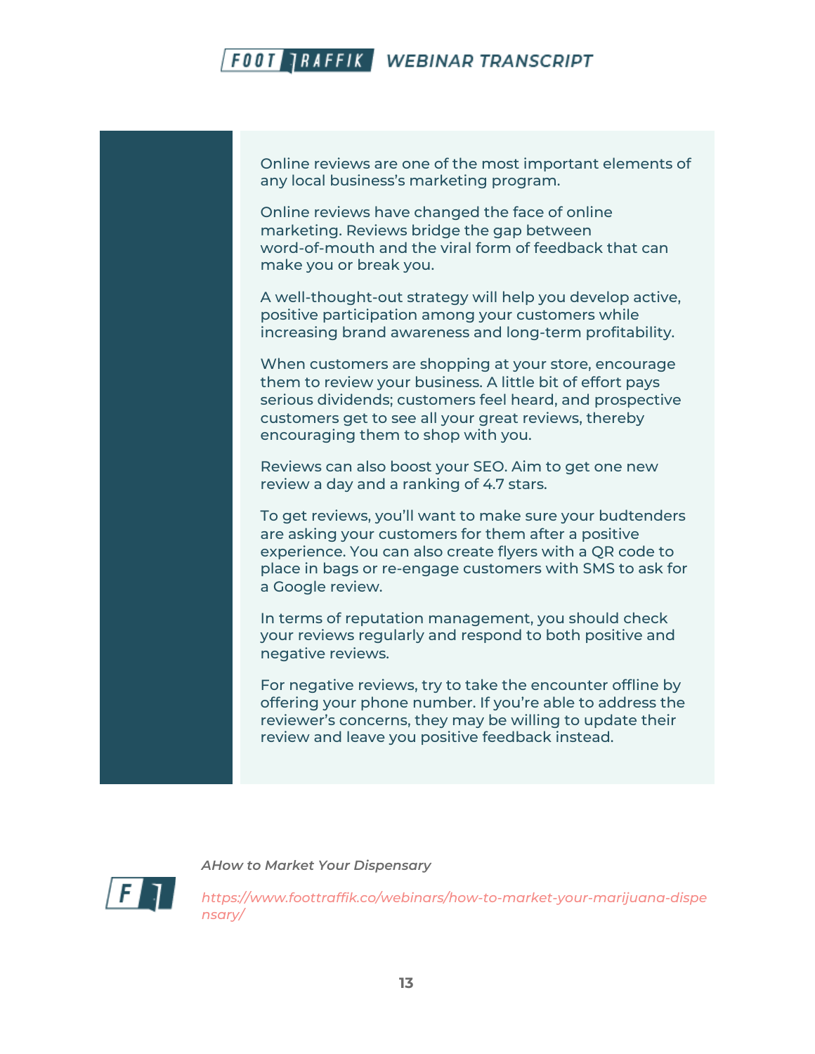Online reviews are one of the most important elements of any local business's marketing program.

Online reviews have changed the face of online marketing. Reviews bridge the gap between word-of-mouth and the viral form of feedback that can make you or break you.

A well-thought-out strategy will help you develop active, positive participation among your customers while increasing brand awareness and long-term profitability.

When customers are shopping at your store, encourage them to review your business. A little bit of effort pays serious dividends; customers feel heard, and prospective customers get to see all your great reviews, thereby encouraging them to shop with you.

Reviews can also boost your SEO. Aim to get one new review a day and a ranking of 4.7 stars.

To get reviews, you'll want to make sure your budtenders are asking your customers for them after a positive experience. You can also create flyers with a QR code to place in bags or re-engage customers with SMS to ask for a Google review.

In terms of reputation management, you should check your reviews regularly and respond to both positive and negative reviews.

For negative reviews, try to take the encounter offline by offering your phone number. If you're able to address the reviewer's concerns, they may be willing to update their review and leave you positive feedback instead.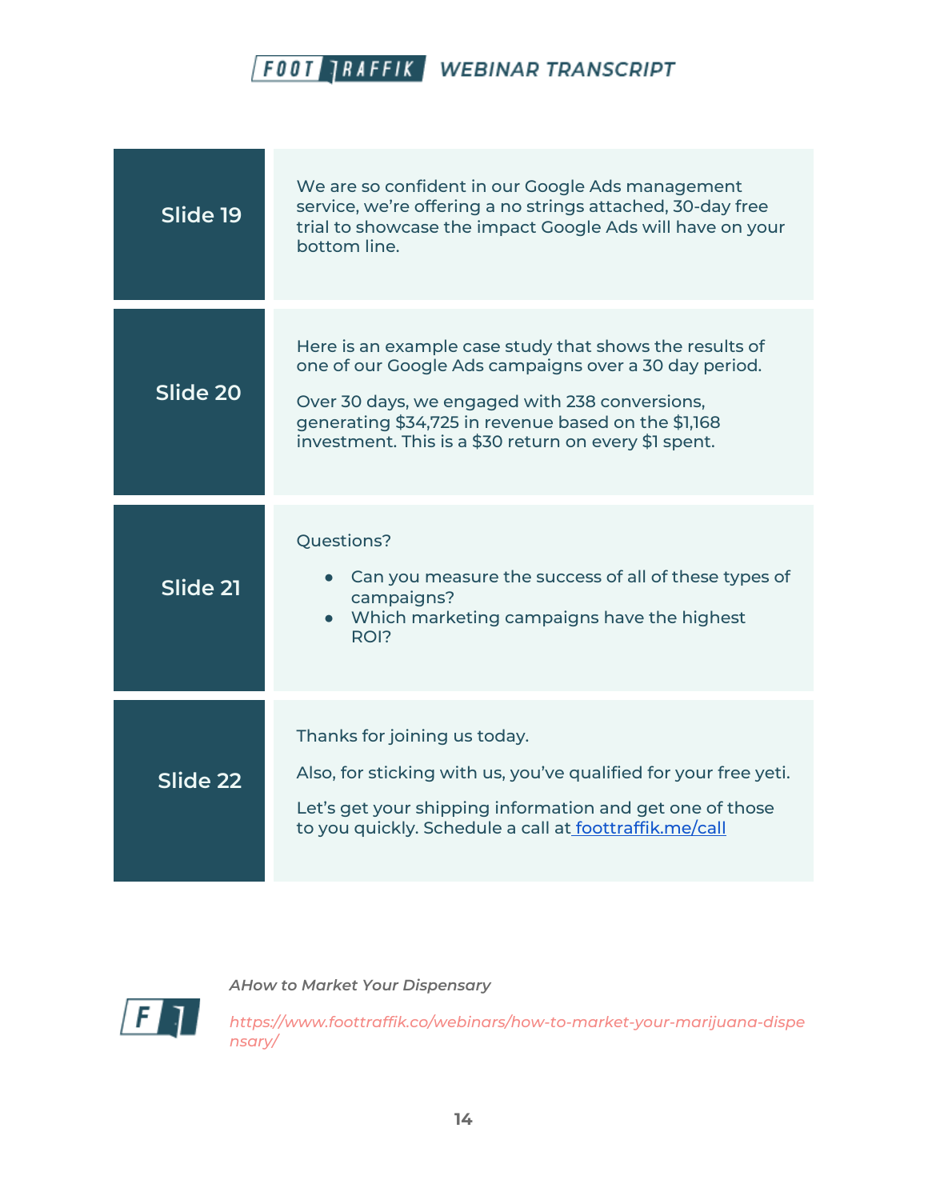| | |
|---|---|
| **Slide 19** | We are so confident in our Google Ads management service, we're offering a no strings attached, 30-day free trial to showcase the impact Google Ads will have on your bottom line. |
| **Slide 20** | Here is an example case study that shows the results of one of our Google Ads campaigns over a 30 day period.<br><br>Over 30 days, we engaged with 238 conversions, generating $34,725 in revenue based on the $1,168 investment. This is a $30 return on every $1 spent. |
| **Slide 21** | Questions?<br><br>• Can you measure the success of all of these types of campaigns?<br>• Which marketing campaigns have the highest ROI? |
| **Slide 22** | Thanks for joining us today.<br><br>Also, for sticking with us, you've qualified for your free yeti.<br><br>Let's get your shipping information and get one of those to you quickly. Schedule a call at [foottraffik.me/call](foottraffik.me/call) |